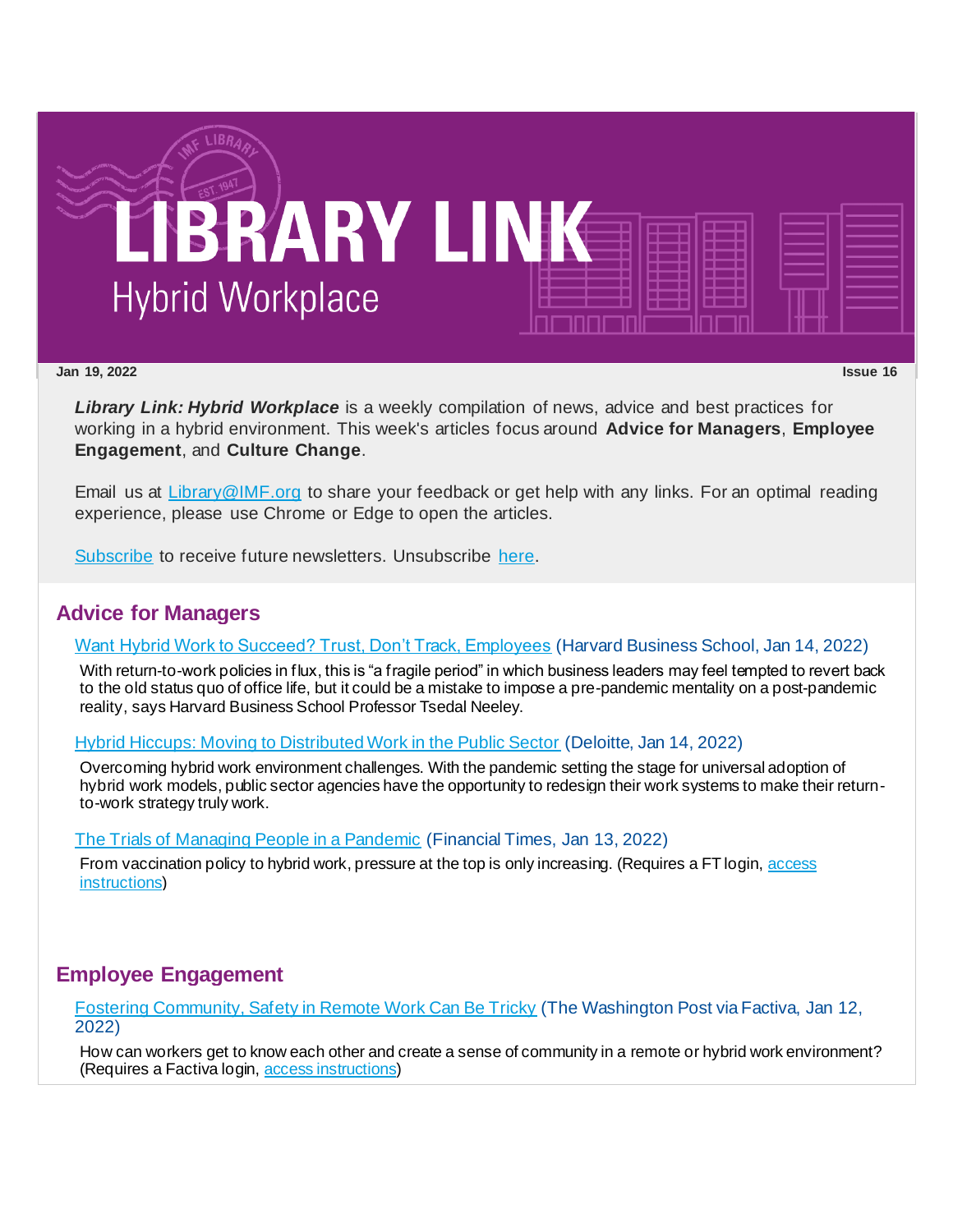# LIBRARY LINK

## Hybrid Workplace

**Jan 19, 2022** **Issue 16**

***Library Link: Hybrid Workplace*** is a weekly compilation of news, advice and best practices for working in a hybrid environment. This week's articles focus around **Advice for Managers**, **Employee Engagement**, and **Culture Change**.

Email us at Library@IMF.org to share your feedback or get help with any links. For an optimal reading experience, please use Chrome or Edge to open the articles.

Subscribe to receive future newsletters. Unsubscribe here.

## Advice for Managers

Want Hybrid Work to Succeed? Trust, Don't Track, Employees (Harvard Business School, Jan 14, 2022)

With return-to-work policies in flux, this is "a fragile period" in which business leaders may feel tempted to revert back to the old status quo of office life, but it could be a mistake to impose a pre-pandemic mentality on a post-pandemic reality, says Harvard Business School Professor Tsedal Neeley.

Hybrid Hiccups: Moving to Distributed Work in the Public Sector (Deloitte, Jan 14, 2022)

Overcoming hybrid work environment challenges. With the pandemic setting the stage for universal adoption of hybrid work models, public sector agencies have the opportunity to redesign their work systems to make their return-to-work strategy truly work.

The Trials of Managing People in a Pandemic (Financial Times, Jan 13, 2022)

From vaccination policy to hybrid work, pressure at the top is only increasing. (Requires a FT login, access instructions)

## Employee Engagement

Fostering Community, Safety in Remote Work Can Be Tricky (The Washington Post via Factiva, Jan 12, 2022)

How can workers get to know each other and create a sense of community in a remote or hybrid work environment? (Requires a Factiva login, access instructions)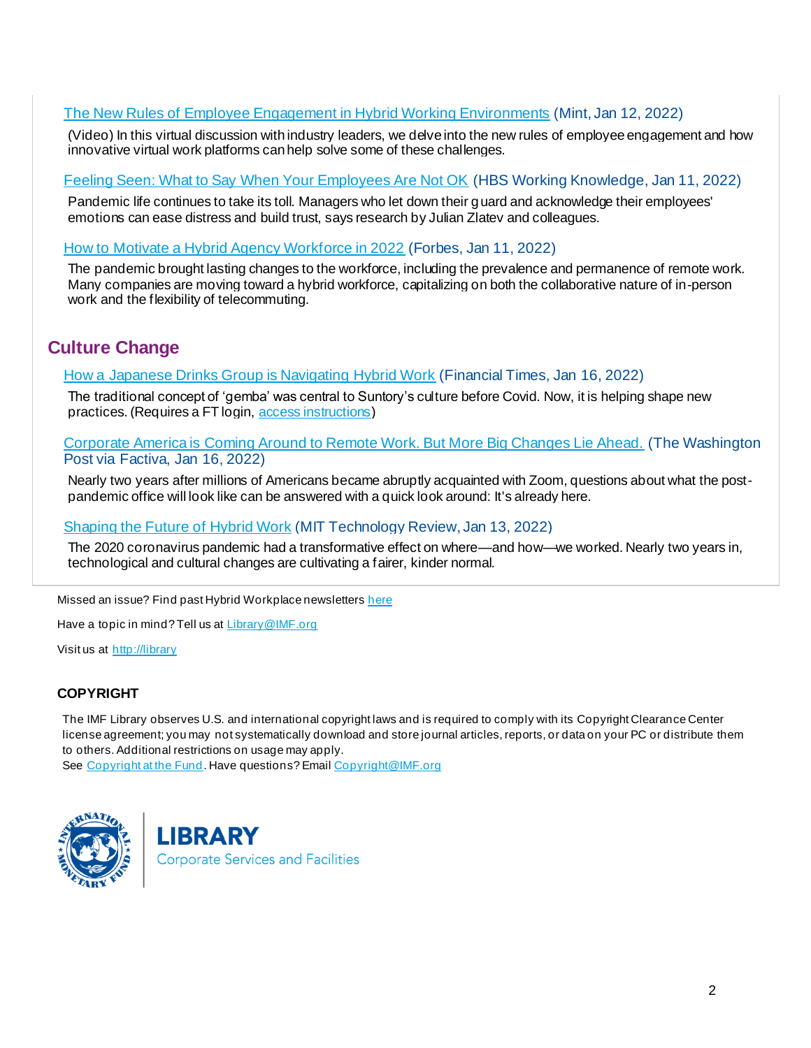[The New Rules of Employee Engagement in Hybrid Working Environments](#) (Mint, Jan 12, 2022)

(Video) In this virtual discussion with industry leaders, we delve into the new rules of employee engagement and how innovative virtual work platforms can help solve some of these challenges.

[Feeling Seen: What to Say When Your Employees Are Not OK](#) (HBS Working Knowledge, Jan 11, 2022)

Pandemic life continues to take its toll. Managers who let down their guard and acknowledge their employees' emotions can ease distress and build trust, says research by Julian Zlatev and colleagues.

[How to Motivate a Hybrid Agency Workforce in 2022](#) (Forbes, Jan 11, 2022)

The pandemic brought lasting changes to the workforce, including the prevalence and permanence of remote work. Many companies are moving toward a hybrid workforce, capitalizing on both the collaborative nature of in-person work and the flexibility of telecommuting.

## Culture Change

[How a Japanese Drinks Group is Navigating Hybrid Work](#) (Financial Times, Jan 16, 2022)

The traditional concept of 'gemba' was central to Suntory's culture before Covid. Now, it is helping shape new practices. (Requires a FT login, [access instructions](#))

[Corporate America is Coming Around to Remote Work. But More Big Changes Lie Ahead.](#) (The Washington Post via Factiva, Jan 16, 2022)

Nearly two years after millions of Americans became abruptly acquainted with Zoom, questions about what the post-pandemic office will look like can be answered with a quick look around: It's already here.

[Shaping the Future of Hybrid Work](#) (MIT Technology Review, Jan 13, 2022)

The 2020 coronavirus pandemic had a transformative effect on where—and how—we worked. Nearly two years in, technological and cultural changes are cultivating a fairer, kinder normal.

Missed an issue? Find past Hybrid Workplace newsletters [here](#)

Have a topic in mind? Tell us at [Library@IMF.org](mailto:Library@IMF.org)

Visit us at [http://library](http://library)

**COPYRIGHT**

The IMF Library observes U.S. and international copyright laws and is required to comply with its Copyright Clearance Center license agreement; you may not systematically download and store journal articles, reports, or data on your PC or distribute them to others. Additional restrictions on usage may apply.
See [Copyright at the Fund](#). Have questions? Email [Copyright@IMF.org](mailto:Copyright@IMF.org)

**LIBRARY**
Corporate Services and Facilities